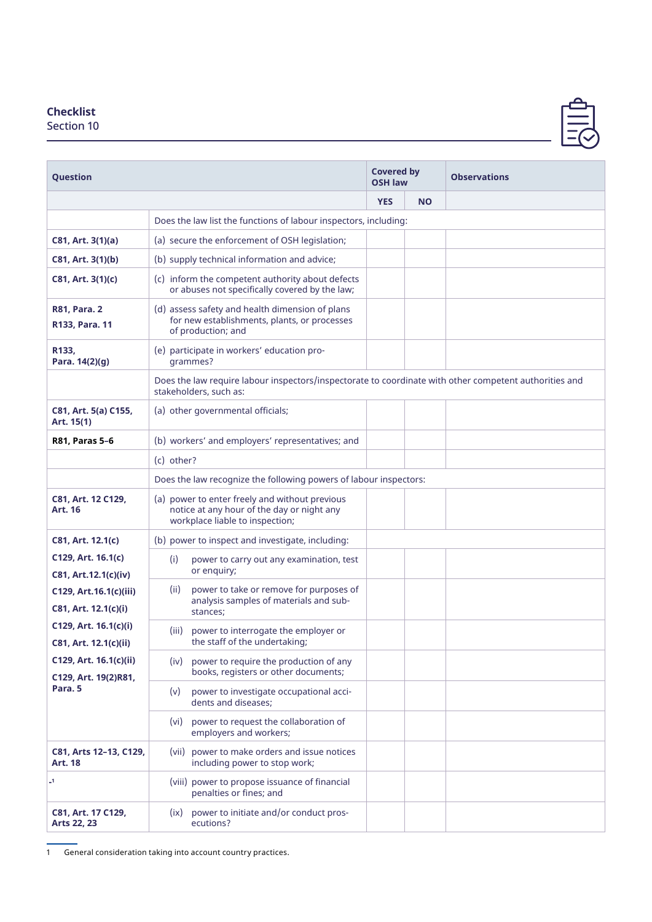**Checklist**
Section 10

| Question | | Covered by OSH law | | Observations |
|---|---|---|---|---|
| | | YES | NO | |
| | Does the law list the functions of labour inspectors, including: | | | |
| C81, Art. 3(1)(a) | (a) secure the enforcement of OSH legislation; | | | |
| C81, Art. 3(1)(b) | (b) supply technical information and advice; | | | |
| C81, Art. 3(1)(c) | (c) inform the competent authority about defects or abuses not specifically covered by the law; | | | |
| R81, Para. 2 R133, Para. 11 | (d) assess safety and health dimension of plans for new establishments, plants, or processes of production; and | | | |
| R133, Para. 14(2)(g) | (e) participate in workers' education programmes? | | | |
| | Does the law require labour inspectors/inspectorate to coordinate with other competent authorities and stakeholders, such as: | | | |
| C81, Art. 5(a) C155, Art. 15(1) | (a) other governmental officials; | | | |
| R81, Paras 5–6 | (b) workers' and employers' representatives; and | | | |
| | (c) other? | | | |
| | Does the law recognize the following powers of labour inspectors: | | | |
| C81, Art. 12 C129, Art. 16 | (a) power to enter freely and without previous notice at any hour of the day or night any workplace liable to inspection; | | | |
| C81, Art. 12.1(c) | (b) power to inspect and investigate, including: | | | |
| C129, Art. 16.1(c) | (i) power to carry out any examination, test or enquiry; | | | |
| C81, Art.12.1(c)(iv) C129, Art.16.1(c)(iii) | (ii) power to take or remove for purposes of analysis samples of materials and substances; | | | |
| C81, Art. 12.1(c)(i) C129, Art. 16.1(c)(i) | (iii) power to interrogate the employer or the staff of the undertaking; | | | |
| C81, Art. 12.1(c)(ii) C129, Art. 16.1(c)(ii) | (iv) power to require the production of any books, registers or other documents; | | | |
| C129, Art. 19(2)R81, Para. 5 | (v) power to investigate occupational accidents and diseases; | | | |
| | (vi) power to request the collaboration of employers and workers; | | | |
| C81, Arts 12–13, C129, Art. 18 | (vii) power to make orders and issue notices including power to stop work; | | | |
| -[1] | (viii) power to propose issuance of financial penalties or fines; and | | | |
| C81, Art. 17 C129, Arts 22, 23 | (ix) power to initiate and/or conduct prosecutions? | | | |

1 General consideration taking into account country practices.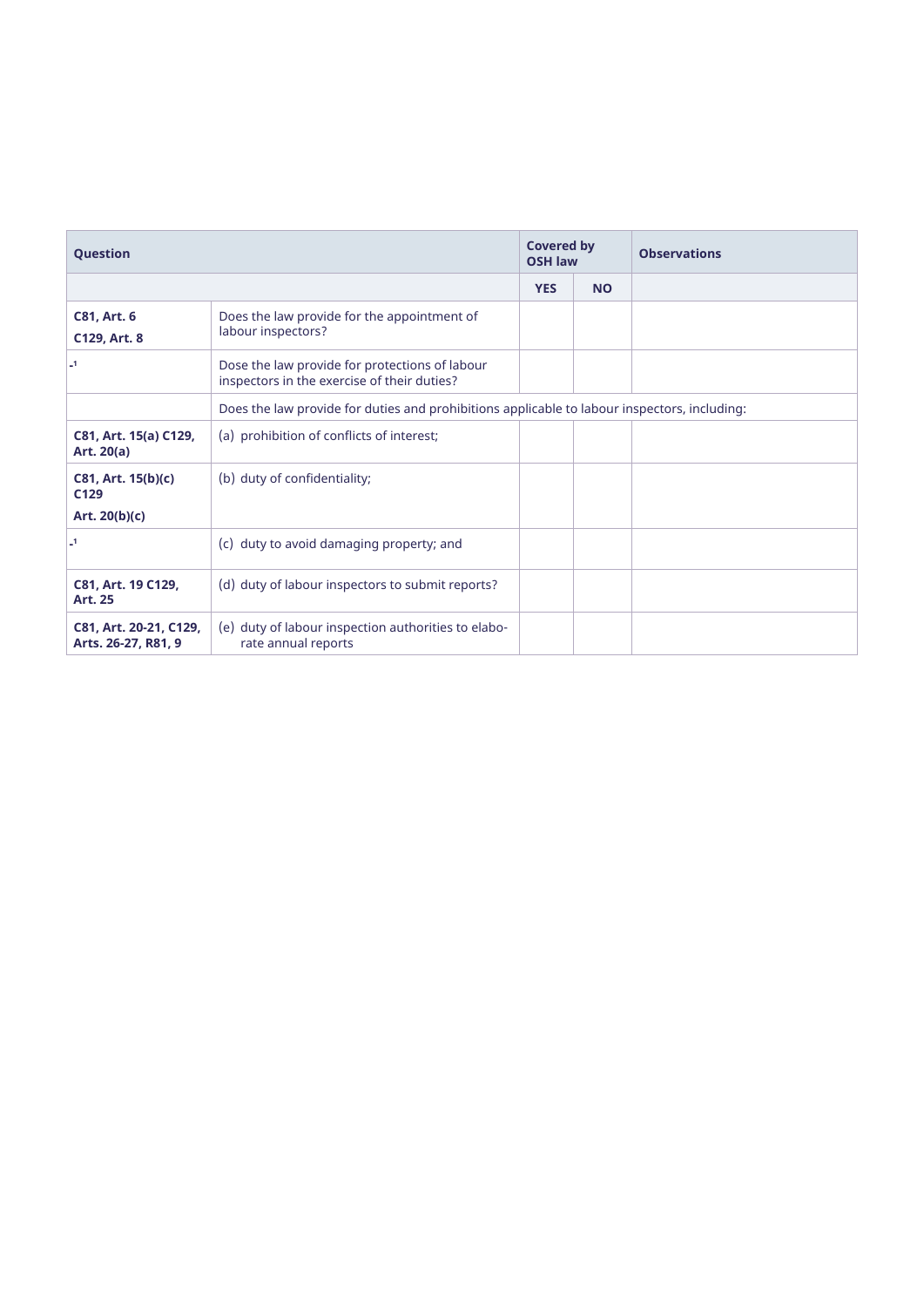| Question | | Covered by OSH law | | Observations |
|---|---|---|---|---|
| | | YES | NO | |
| **C81, Art. 6**<br>**C129, Art. 8** | Does the law provide for the appointment of labour inspectors? | | | |
| **-**[1] | Dose the law provide for protections of labour inspectors in the exercise of their duties? | | | |
| | Does the law provide for duties and prohibitions applicable to labour inspectors, including: | | | |
| **C81, Art. 15(a) C129, Art. 20(a)** | (a) prohibition of conflicts of interest; | | | |
| **C81, Art. 15(b)(c) C129**<br>**Art. 20(b)(c)** | (b) duty of confidentiality; | | | |
| **-**[1] | (c) duty to avoid damaging property; and | | | |
| **C81, Art. 19 C129, Art. 25** | (d) duty of labour inspectors to submit reports? | | | |
| **C81, Art. 20-21, C129, Arts. 26-27, R81, 9** | (e) duty of labour inspection authorities to elaborate annual reports | | | |